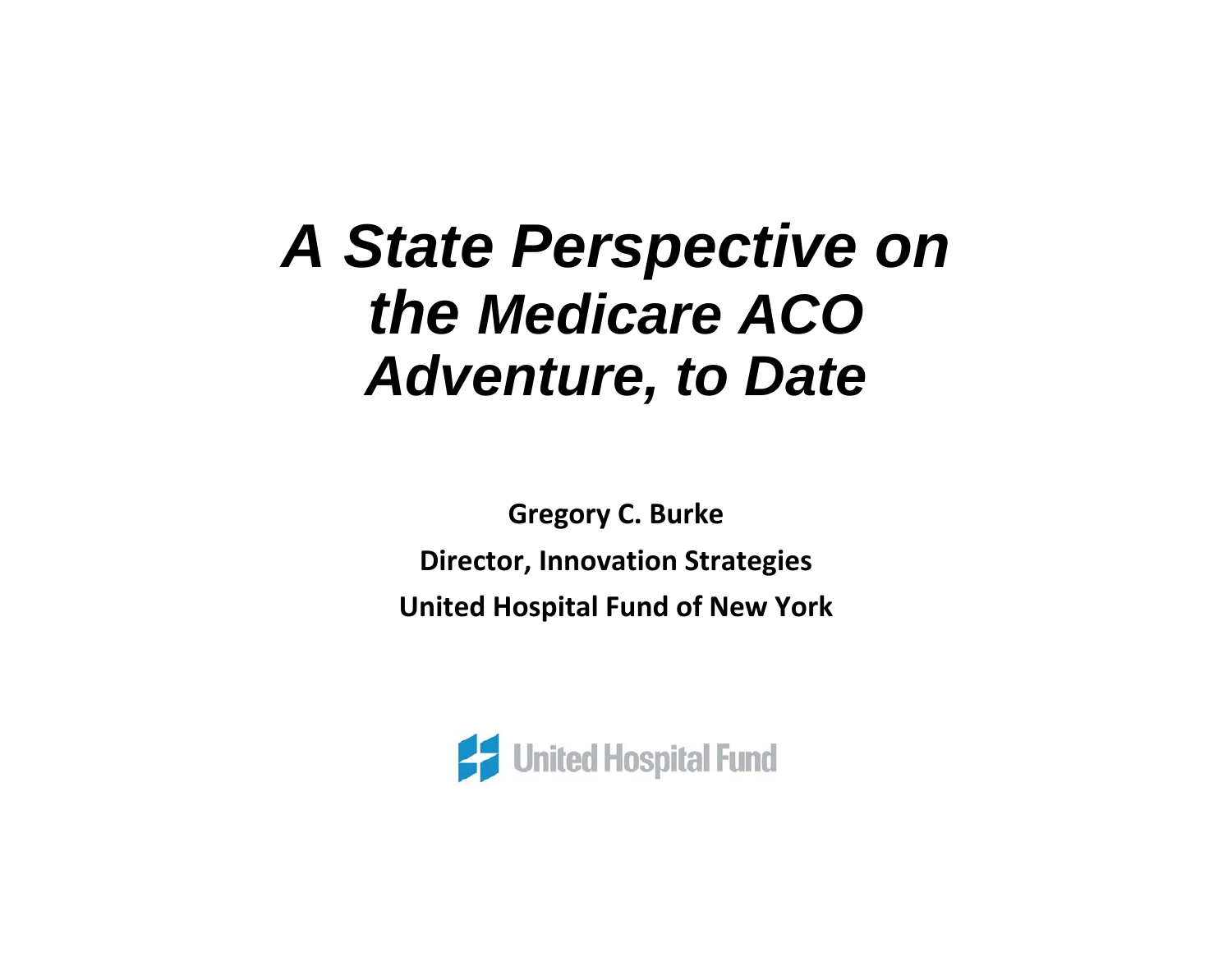# *A State Perspective on the Medicare ACO Adventure, to Date*

**Gregory C. Burke**

**Director, Innovation Strategies**

**United Hospital Fund of New York**

United Hospital Fund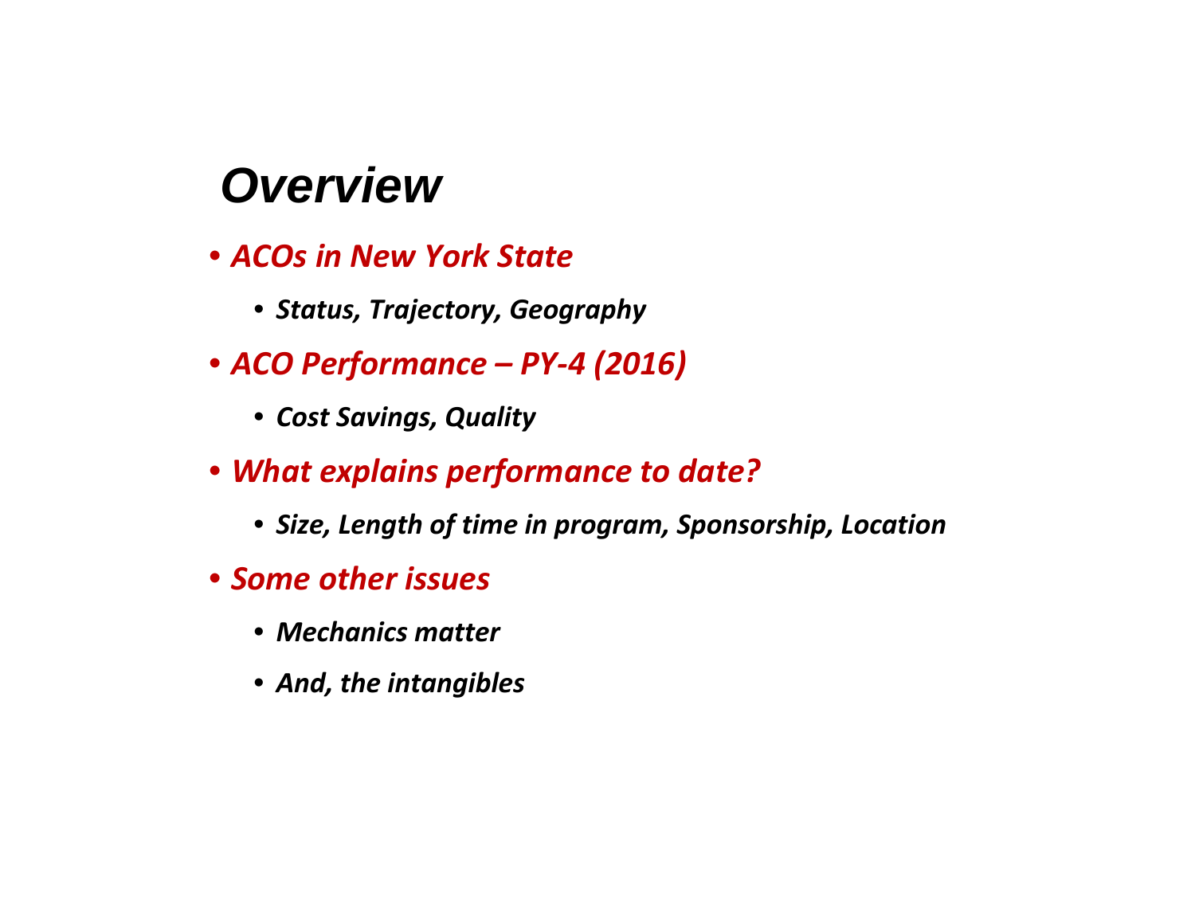# *Overview*

- ***ACOs in New York State***
  - ***Status, Trajectory, Geography***
- ***ACO Performance – PY-4 (2016)***
  - ***Cost Savings, Quality***
- ***What explains performance to date?***
  - ***Size, Length of time in program, Sponsorship, Location***
- ***Some other issues***
  - ***Mechanics matter***
  - ***And, the intangibles***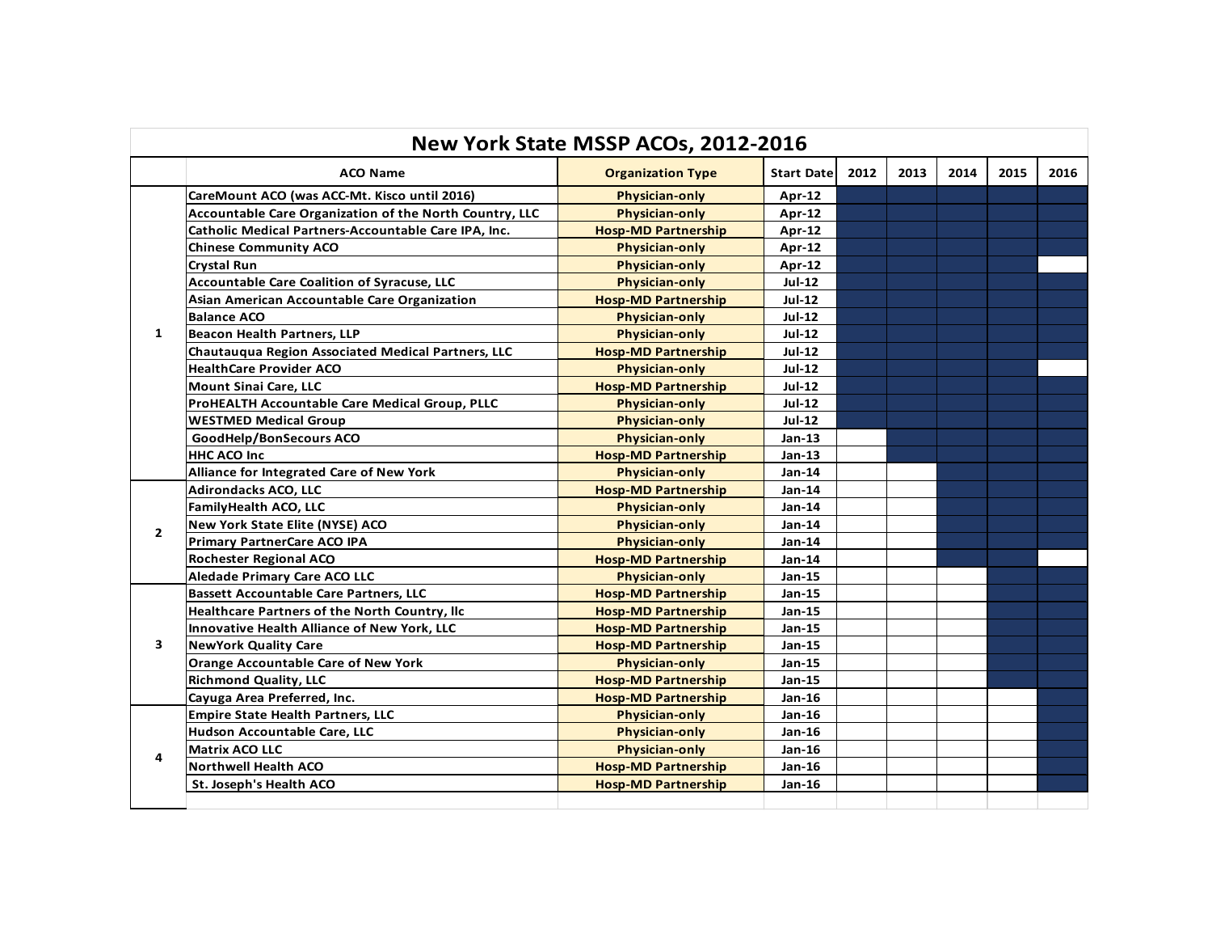# New York State MSSP ACOs, 2012-2016

| | ACO Name | Organization Type | Start Date | 2012 | 2013 | 2014 | 2015 | 2016 |
|---|---|---|---|---|---|---|---|---|
| 1 | CareMount ACO (was ACC-Mt. Kisco until 2016) | Physician-only | Apr-12 | ■ | ■ | ■ | ■ | ■ |
| | Accountable Care Organization of the North Country, LLC | Physician-only | Apr-12 | ■ | ■ | ■ | ■ | ■ |
| | Catholic Medical Partners-Accountable Care IPA, Inc. | Hosp-MD Partnership | Apr-12 | ■ | ■ | ■ | ■ | ■ |
| | Chinese Community ACO | Physician-only | Apr-12 | ■ | ■ | ■ | ■ | ■ |
| | Crystal Run | Physician-only | Apr-12 | ■ | ■ | ■ | ■ | |
| | Accountable Care Coalition of Syracuse, LLC | Physician-only | Jul-12 | ■ | ■ | ■ | ■ | ■ |
| | Asian American Accountable Care Organization | Hosp-MD Partnership | Jul-12 | ■ | ■ | ■ | ■ | ■ |
| | Balance ACO | Physician-only | Jul-12 | ■ | ■ | ■ | ■ | ■ |
| | Beacon Health Partners, LLP | Physician-only | Jul-12 | ■ | ■ | ■ | ■ | ■ |
| | Chautauqua Region Associated Medical Partners, LLC | Hosp-MD Partnership | Jul-12 | ■ | ■ | ■ | ■ | ■ |
| | HealthCare Provider ACO | Physician-only | Jul-12 | ■ | ■ | ■ | ■ | |
| | Mount Sinai Care, LLC | Hosp-MD Partnership | Jul-12 | ■ | ■ | ■ | ■ | ■ |
| | ProHEALTH Accountable Care Medical Group, PLLC | Physician-only | Jul-12 | ■ | ■ | ■ | ■ | ■ |
| | WESTMED Medical Group | Physician-only | Jul-12 | ■ | ■ | ■ | ■ | ■ |
| | GoodHelp/BonSecours ACO | Physician-only | Jan-13 | | ■ | ■ | ■ | ■ |
| | HHC ACO Inc | Hosp-MD Partnership | Jan-13 | | ■ | ■ | ■ | ■ |
| | Alliance for Integrated Care of New York | Physician-only | Jan-14 | | | ■ | ■ | ■ |
| 2 | Adirondacks ACO, LLC | Hosp-MD Partnership | Jan-14 | | | ■ | ■ | ■ |
| | FamilyHealth ACO, LLC | Physician-only | Jan-14 | | | ■ | ■ | ■ |
| | New York State Elite (NYSE) ACO | Physician-only | Jan-14 | | | ■ | ■ | ■ |
| | Primary PartnerCare ACO IPA | Physician-only | Jan-14 | | | ■ | ■ | ■ |
| | Rochester Regional ACO | Hosp-MD Partnership | Jan-14 | | | ■ | ■ | |
| | Aledade Primary Care ACO LLC | Physician-only | Jan-15 | | | | ■ | ■ |
| 3 | Bassett Accountable Care Partners, LLC | Hosp-MD Partnership | Jan-15 | | | | ■ | ■ |
| | Healthcare Partners of the North Country, llc | Hosp-MD Partnership | Jan-15 | | | | ■ | ■ |
| | Innovative Health Alliance of New York, LLC | Hosp-MD Partnership | Jan-15 | | | | ■ | ■ |
| | NewYork Quality Care | Hosp-MD Partnership | Jan-15 | | | | ■ | ■ |
| | Orange Accountable Care of New York | Physician-only | Jan-15 | | | | ■ | ■ |
| | Richmond Quality, LLC | Hosp-MD Partnership | Jan-15 | | | | ■ | ■ |
| | Cayuga Area Preferred, Inc. | Hosp-MD Partnership | Jan-16 | | | | | ■ |
| 4 | Empire State Health Partners, LLC | Physician-only | Jan-16 | | | | | ■ |
| | Hudson Accountable Care, LLC | Physician-only | Jan-16 | | | | | ■ |
| | Matrix ACO LLC | Physician-only | Jan-16 | | | | | ■ |
| | Northwell Health ACO | Hosp-MD Partnership | Jan-16 | | | | | ■ |
| | St. Joseph's Health ACO | Hosp-MD Partnership | Jan-16 | | | | | ■ |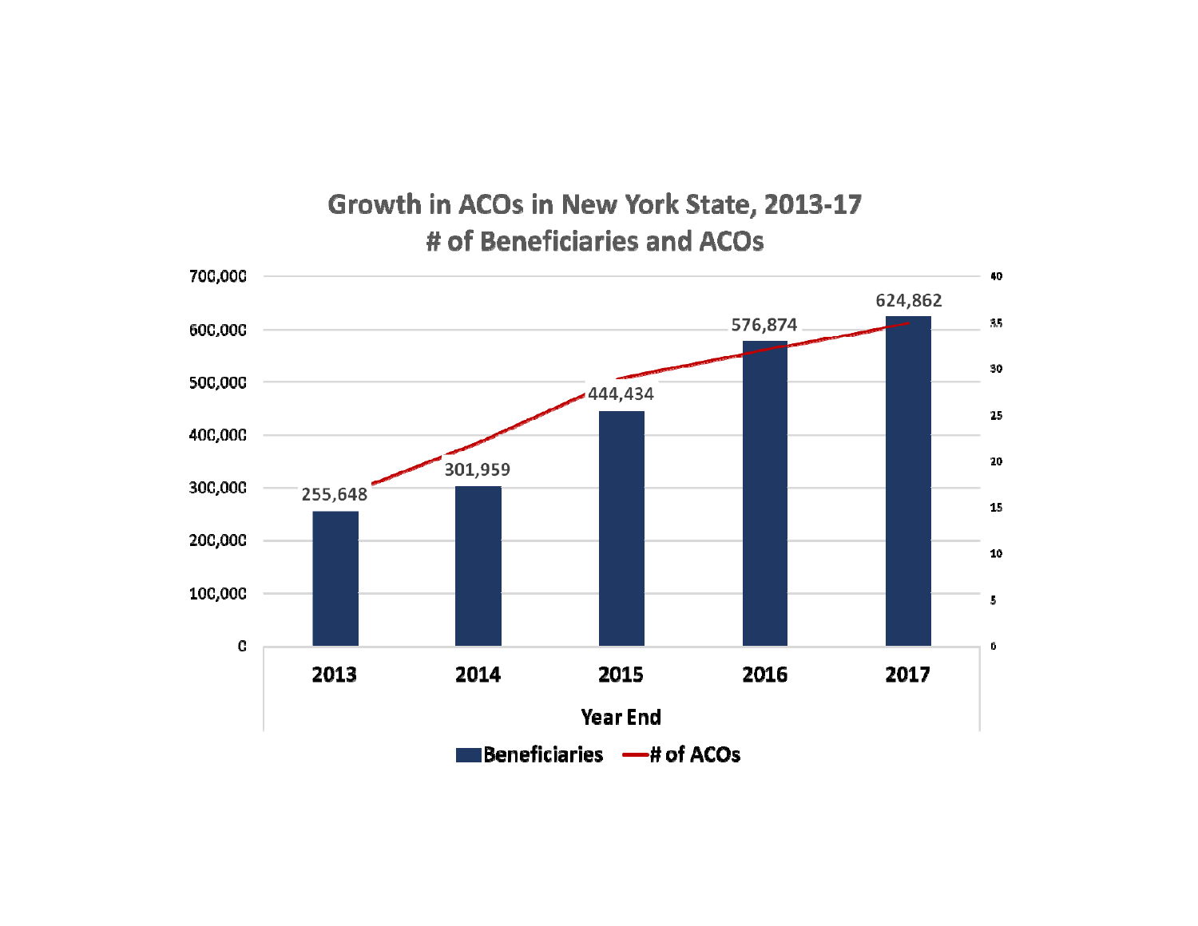## Growth in ACOs in New York State, 2013-17
## # of Beneficiaries and ACOs

| Year End | Beneficiaries |
|---|---|
| 2013 | 255,648 |
| 2014 | 301,959 |
| 2015 | 444,434 |
| 2016 | 576,874 |
| 2017 | 624,862 |

Beneficiaries — # of ACOs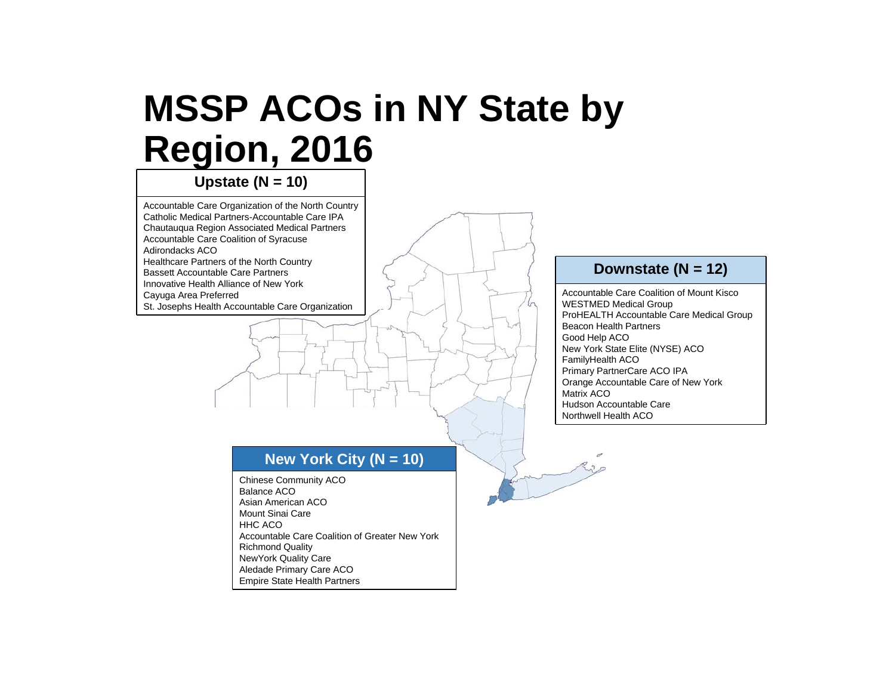# MSSP ACOs in NY State by Region, 2016

### Upstate (N = 10)

- Accountable Care Organization of the North Country
- Catholic Medical Partners-Accountable Care IPA
- Chautauqua Region Associated Medical Partners
- Accountable Care Coalition of Syracuse
- Adirondacks ACO
- Healthcare Partners of the North Country
- Bassett Accountable Care Partners
- Innovative Health Alliance of New York
- Cayuga Area Preferred
- St. Josephs Health Accountable Care Organization

### Downstate (N = 12)

- Accountable Care Coalition of Mount Kisco
- WESTMED Medical Group
- ProHEALTH Accountable Care Medical Group
- Beacon Health Partners
- Good Help ACO
- New York State Elite (NYSE) ACO
- FamilyHealth ACO
- Primary PartnerCare ACO IPA
- Orange Accountable Care of New York
- Matrix ACO
- Hudson Accountable Care
- Northwell Health ACO

### New York City (N = 10)

- Chinese Community ACO
- Balance ACO
- Asian American ACO
- Mount Sinai Care
- HHC ACO
- Accountable Care Coalition of Greater New York
- Richmond Quality
- NewYork Quality Care
- Aledade Primary Care ACO
- Empire State Health Partners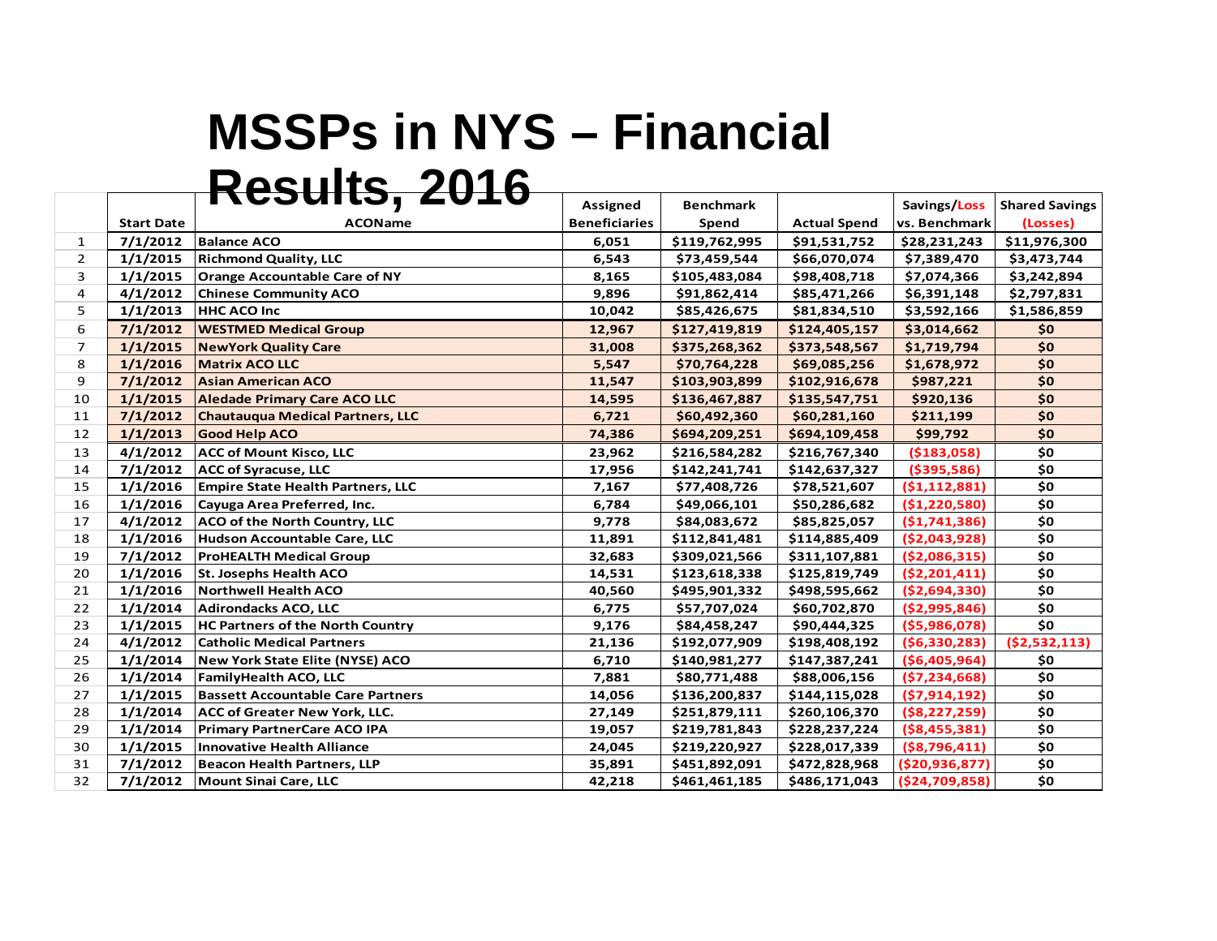# MSSPs in NYS – Financial Results, 2016

| | Start Date | ACOName | Assigned Beneficiaries | Benchmark Spend | Actual Spend | Savings/Loss vs. Benchmark | Shared Savings (Losses) |
|---|---|---|---|---|---|---|---|
| 1 | 7/1/2012 | Balance ACO | 6,051 | $119,762,995 | $91,531,752 | $28,231,243 | $11,976,300 |
| 2 | 1/1/2015 | Richmond Quality, LLC | 6,543 | $73,459,544 | $66,070,074 | $7,389,470 | $3,473,744 |
| 3 | 1/1/2015 | Orange Accountable Care of NY | 8,165 | $105,483,084 | $98,408,718 | $7,074,366 | $3,242,894 |
| 4 | 4/1/2012 | Chinese Community ACO | 9,896 | $91,862,414 | $85,471,266 | $6,391,148 | $2,797,831 |
| 5 | 1/1/2013 | HHC ACO Inc | 10,042 | $85,426,675 | $81,834,510 | $3,592,166 | $1,586,859 |
| 6 | 7/1/2012 | WESTMED Medical Group | 12,967 | $127,419,819 | $124,405,157 | $3,014,662 | $0 |
| 7 | 1/1/2015 | NewYork Quality Care | 31,008 | $375,268,362 | $373,548,567 | $1,719,794 | $0 |
| 8 | 1/1/2016 | Matrix ACO LLC | 5,547 | $70,764,228 | $69,085,256 | $1,678,972 | $0 |
| 9 | 7/1/2012 | Asian American ACO | 11,547 | $103,903,899 | $102,916,678 | $987,221 | $0 |
| 10 | 1/1/2015 | Aledade Primary Care ACO LLC | 14,595 | $136,467,887 | $135,547,751 | $920,136 | $0 |
| 11 | 7/1/2012 | Chautauqua Medical Partners, LLC | 6,721 | $60,492,360 | $60,281,160 | $211,199 | $0 |
| 12 | 1/1/2013 | Good Help ACO | 74,386 | $694,209,251 | $694,109,458 | $99,792 | $0 |
| 13 | 4/1/2012 | ACC of Mount Kisco, LLC | 23,962 | $216,584,282 | $216,767,340 | ($183,058) | $0 |
| 14 | 7/1/2012 | ACC of Syracuse, LLC | 17,956 | $142,241,741 | $142,637,327 | ($395,586) | $0 |
| 15 | 1/1/2016 | Empire State Health Partners, LLC | 7,167 | $77,408,726 | $78,521,607 | ($1,112,881) | $0 |
| 16 | 1/1/2016 | Cayuga Area Preferred, Inc. | 6,784 | $49,066,101 | $50,286,682 | ($1,220,580) | $0 |
| 17 | 4/1/2012 | ACO of the North Country, LLC | 9,778 | $84,083,672 | $85,825,057 | ($1,741,386) | $0 |
| 18 | 1/1/2016 | Hudson Accountable Care, LLC | 11,891 | $112,841,481 | $114,885,409 | ($2,043,928) | $0 |
| 19 | 7/1/2012 | ProHEALTH Medical Group | 32,683 | $309,021,566 | $311,107,881 | ($2,086,315) | $0 |
| 20 | 1/1/2016 | St. Josephs Health ACO | 14,531 | $123,618,338 | $125,819,749 | ($2,201,411) | $0 |
| 21 | 1/1/2016 | Northwell Health ACO | 40,560 | $495,901,332 | $498,595,662 | ($2,694,330) | $0 |
| 22 | 1/1/2014 | Adirondacks ACO, LLC | 6,775 | $57,707,024 | $60,702,870 | ($2,995,846) | $0 |
| 23 | 1/1/2015 | HC Partners of the North Country | 9,176 | $84,458,247 | $90,444,325 | ($5,986,078) | $0 |
| 24 | 4/1/2012 | Catholic Medical Partners | 21,136 | $192,077,909 | $198,408,192 | ($6,330,283) | ($2,532,113) |
| 25 | 1/1/2014 | New York State Elite (NYSE) ACO | 6,710 | $140,981,277 | $147,387,241 | ($6,405,964) | $0 |
| 26 | 1/1/2014 | FamilyHealth ACO, LLC | 7,881 | $80,771,488 | $88,006,156 | ($7,234,668) | $0 |
| 27 | 1/1/2015 | Bassett Accountable Care Partners | 14,056 | $136,200,837 | $144,115,028 | ($7,914,192) | $0 |
| 28 | 1/1/2014 | ACC of Greater New York, LLC. | 27,149 | $251,879,111 | $260,106,370 | ($8,227,259) | $0 |
| 29 | 1/1/2014 | Primary PartnerCare ACO IPA | 19,057 | $219,781,843 | $228,237,224 | ($8,455,381) | $0 |
| 30 | 1/1/2015 | Innovative Health Alliance | 24,045 | $219,220,927 | $228,017,339 | ($8,796,411) | $0 |
| 31 | 7/1/2012 | Beacon Health Partners, LLP | 35,891 | $451,892,091 | $472,828,968 | ($20,936,877) | $0 |
| 32 | 7/1/2012 | Mount Sinai Care, LLC | 42,218 | $461,461,185 | $486,171,043 | ($24,709,858) | $0 |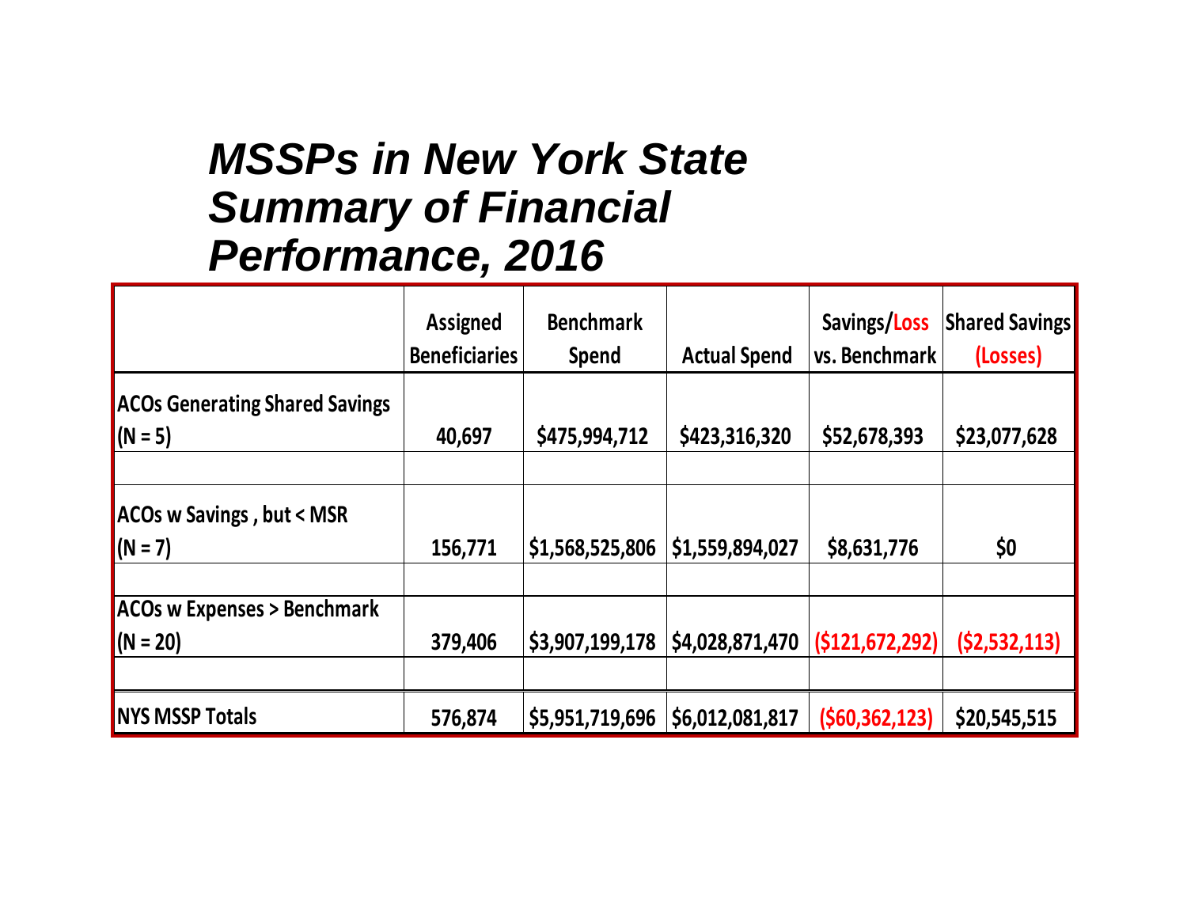# MSSPs in New York State Summary of Financial Performance, 2016

| | Assigned Beneficiaries | Benchmark Spend | Actual Spend | Savings/Loss vs. Benchmark | Shared Savings (Losses) |
|---|---|---|---|---|---|
| ACOs Generating Shared Savings (N = 5) | 40,697 | $475,994,712 | $423,316,320 | $52,678,393 | $23,077,628 |
| ACOs w Savings , but < MSR (N = 7) | 156,771 | $1,568,525,806 | $1,559,894,027 | $8,631,776 | $0 |
| ACOs w Expenses > Benchmark (N = 20) | 379,406 | $3,907,199,178 | $4,028,871,470 | ($121,672,292) | ($2,532,113) |
| NYS MSSP Totals | 576,874 | $5,951,719,696 | $6,012,081,817 | ($60,362,123) | $20,545,515 |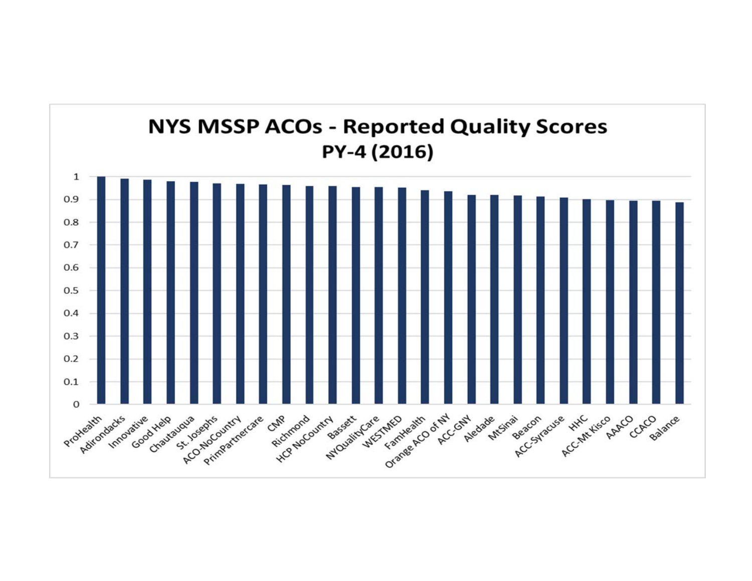## NYS MSSP ACOs - Reported Quality Scores

**PY-4 (2016)**

| ACO |
|---|
| ProHealth |
| Adirondacks |
| Innovative |
| Good Help |
| Chautauqua |
| St. Josephs |
| ACO-NoCountry |
| PrimPartnercare |
| CMP |
| Richmond |
| HCP NoCountry |
| Bassett |
| NYQualityCare |
| WESTMED |
| FamHealth |
| Orange ACO of NY |
| ACC-GNY |
| Aledade |
| MtSinai |
| Beacon |
| ACC-Syracuse |
| HHC |
| ACC-Mt Kisco |
| AAACO |
| CCACO |
| Balance |

Y-axis: 0, 0.1, 0.2, 0.3, 0.4, 0.5, 0.6, 0.7, 0.8, 0.9, 1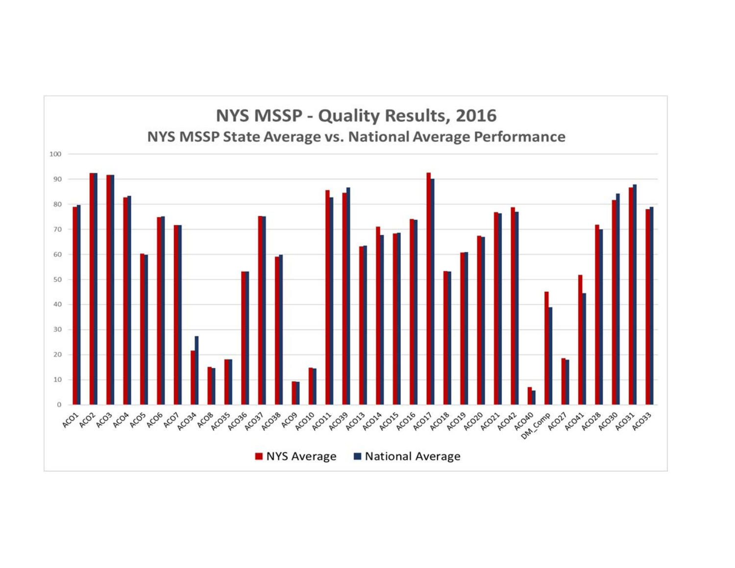## NYS MSSP - Quality Results, 2016

### NYS MSSP State Average vs. National Average Performance

100
90
80
70
60
50
40
30
20
10
0

ACO1, ACO2, ACO3, ACO4, ACO5, ACO6, ACO7, ACO34, ACO8, ACO35, ACO36, ACO37, ACO38, ACO9, ACO10, ACO11, ACO39, ACO13, ACO14, ACO15, ACO16, ACO17, ACO18, ACO19, ACO20, ACO21, ACO42, ACO40, DM_Comp, ACO27, ACO41, ACO28, ACO30, ACO31, ACO33

■ NYS Average ■ National Average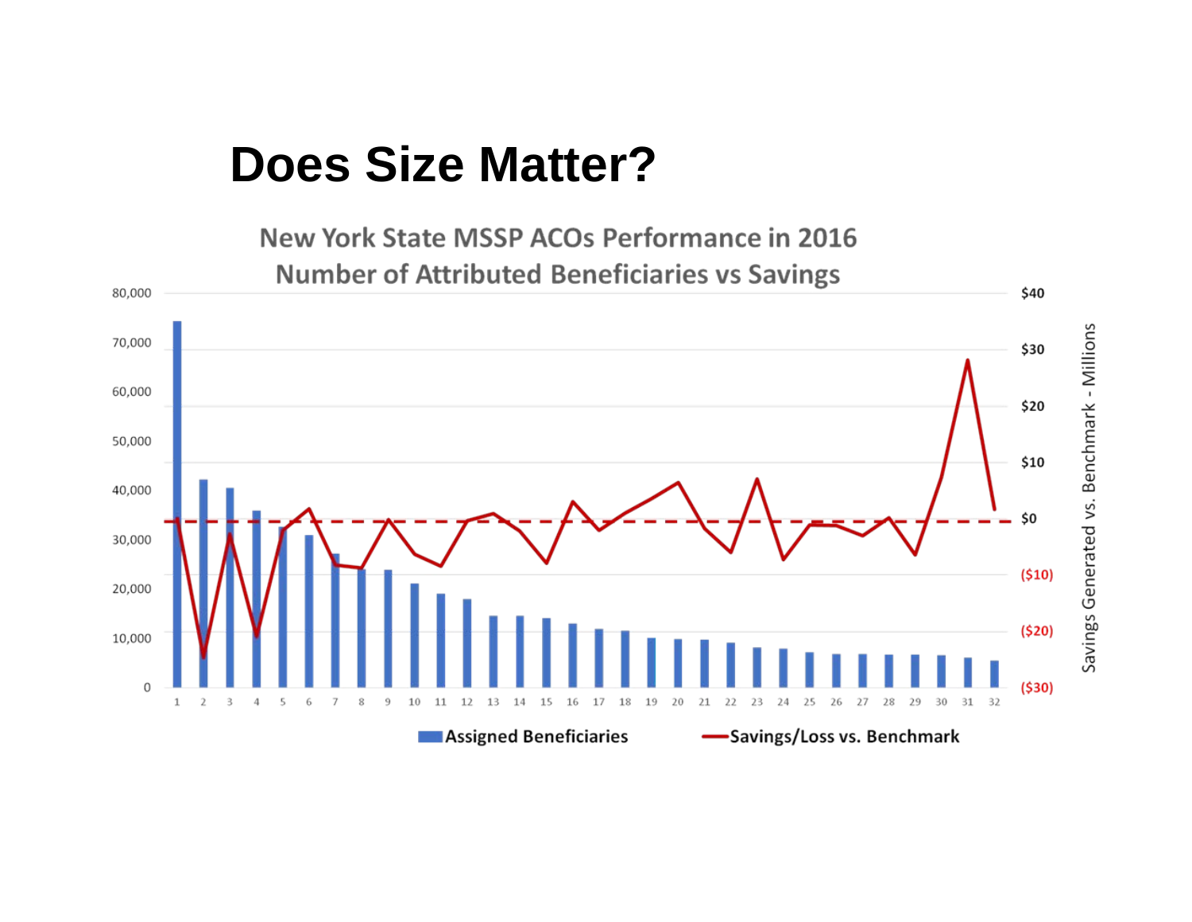# Does Size Matter?

New York State MSSP ACOs Performance in 2016
Number of Attributed Beneficiaries vs Savings

Assigned Beneficiaries — Savings/Loss vs. Benchmark

Savings Generated vs. Benchmark - Millions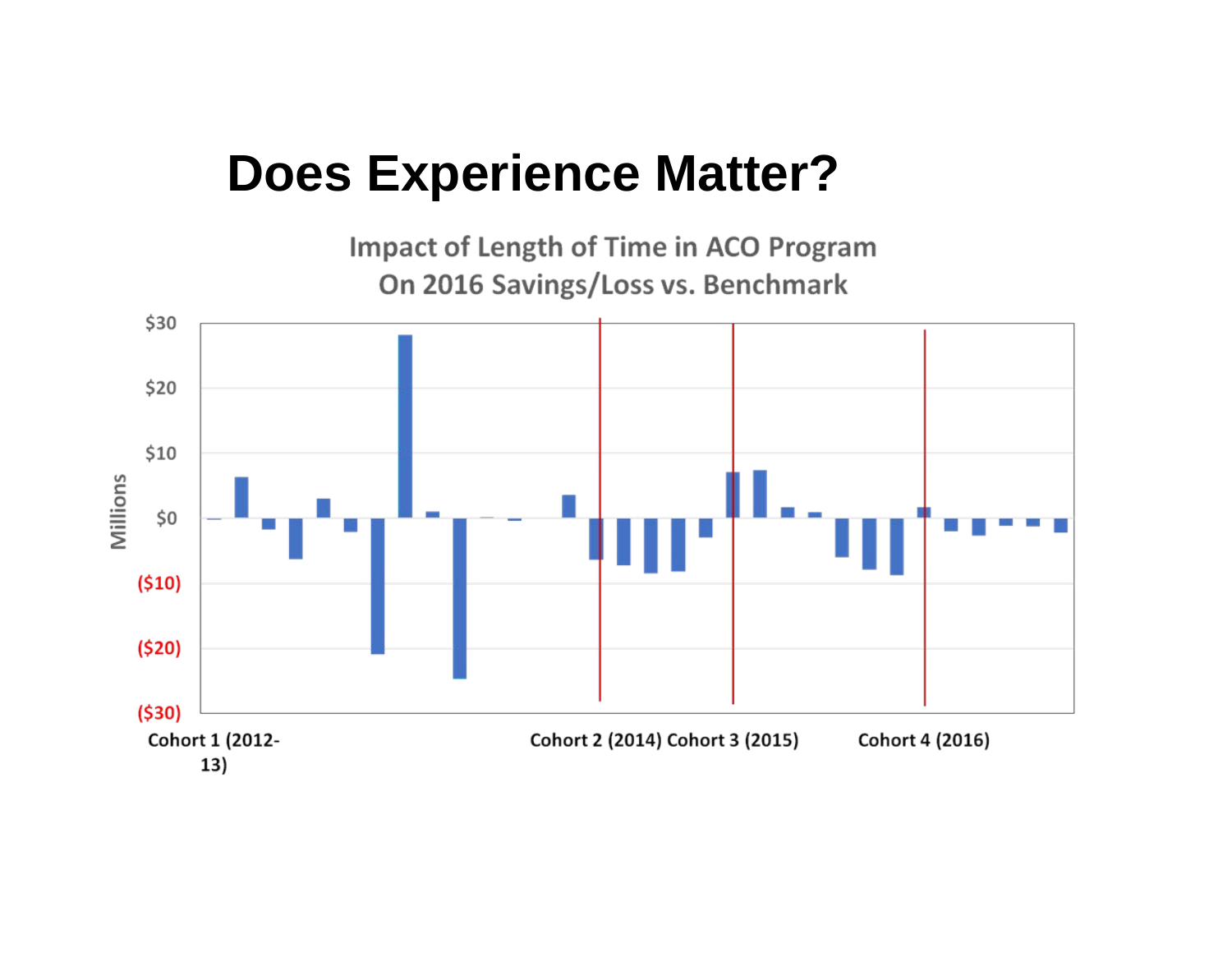# Does Experience Matter?

Impact of Length of Time in ACO Program
On 2016 Savings/Loss vs. Benchmark

Millions

$30
$20
$10
$0
($10)
($20)
($30)

Cohort 1 (2012-13) | Cohort 2 (2014) | Cohort 3 (2015) | Cohort 4 (2016)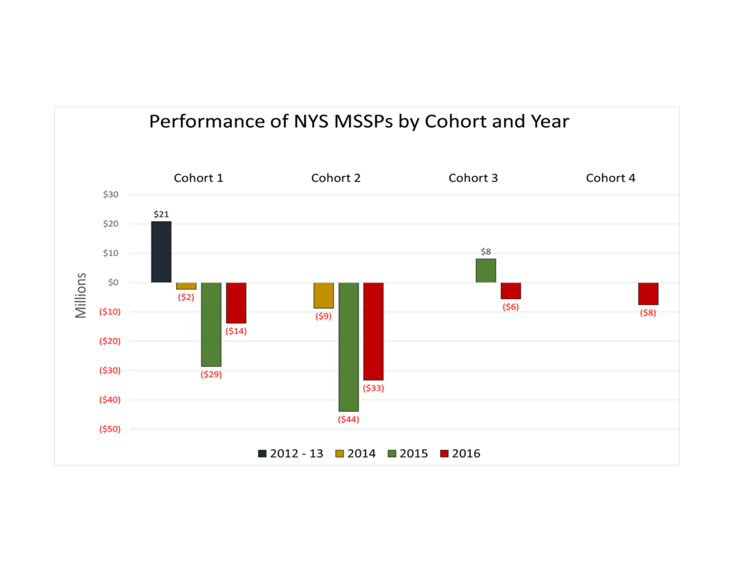## Performance of NYS MSSPs by Cohort and Year

| Millions | 2012 - 13 | 2014 | 2015 | 2016 |
|---|---|---|---|---|
| Cohort 1 | $21 | ($2) | ($29) | ($14) |
| Cohort 2 | | ($9) | ($44) | ($33) |
| Cohort 3 | | | $8 | ($6) |
| Cohort 4 | | | | ($8) |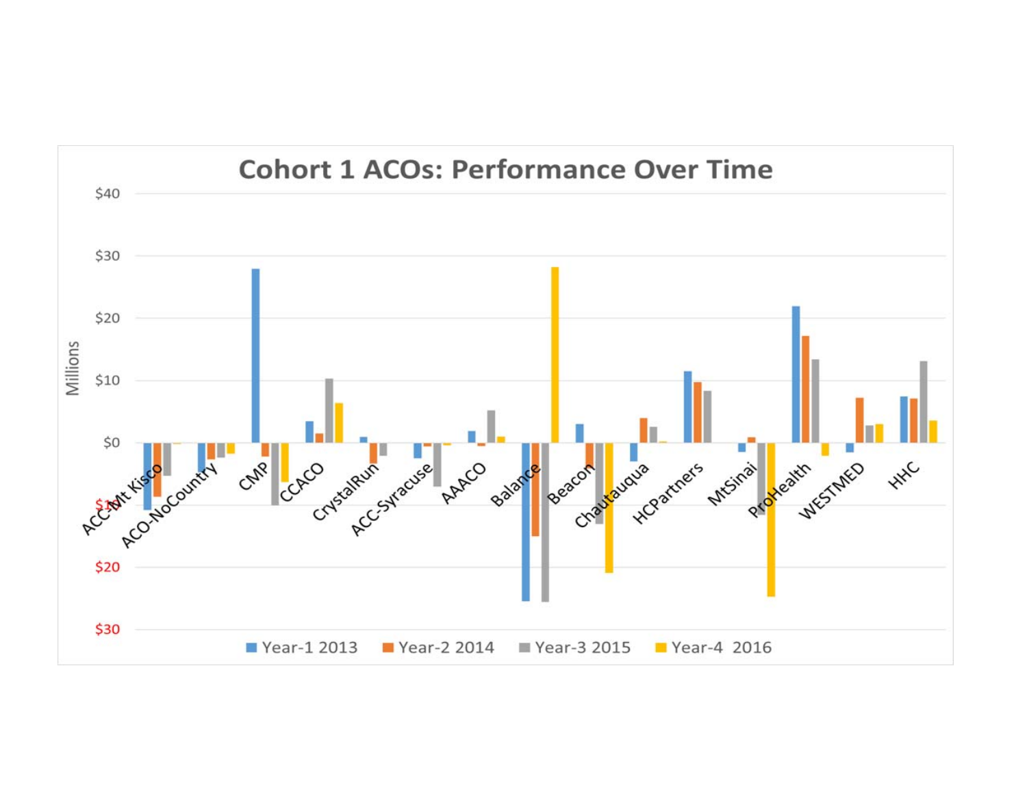## Cohort 1 ACOs: Performance Over Time

Millions

$40
$30
$20
$10
$0
$10
$20
$30

ACC-Mt Kisco, ACO-NoCountry, CMP, CCACO, CrystalRun, ACC-Syracuse, AAACO, Balance, Beacon, Chautauqua, HCPartners, MtSinai, ProHealth, WESTMED, HHC

Year-1 2013 | Year-2 2014 | Year-3 2015 | Year-4 2016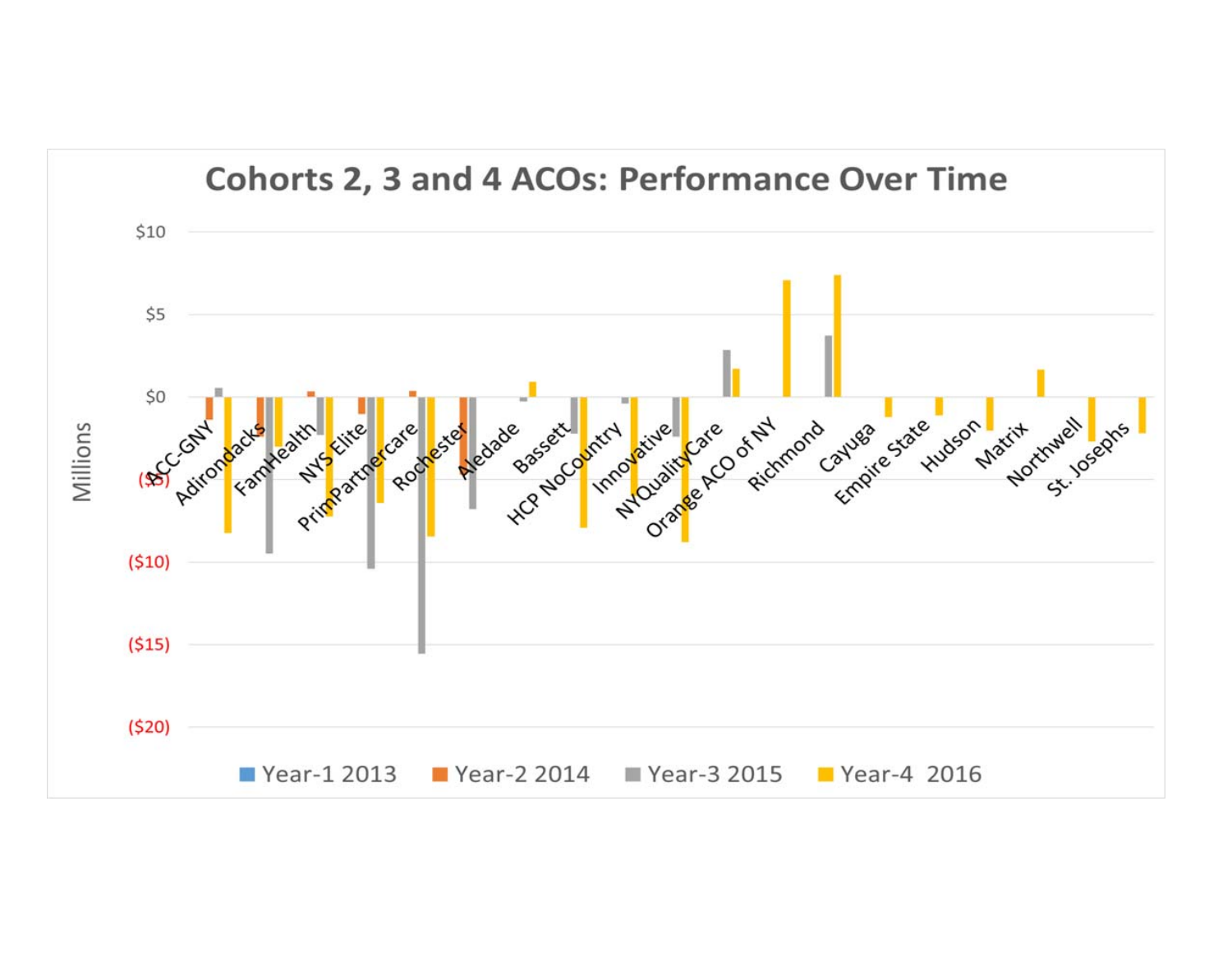## Cohorts 2, 3 and 4 ACOs: Performance Over Time

Millions

$10
$5
$0
($5)
($10)
($15)
($20)

ACC-GNY, Adirondacks, FamHealth, NYS Elite, PrimPartnercare, Rochester, Aledade, Bassett, HCP NoCountry, Innovative, NYQualityCare, Orange ACO of NY, Richmond, Cayuga, Empire State, Hudson, Matrix, Northwell, St. Josephs

Year-1 2013 | Year-2 2014 | Year-3 2015 | Year-4 2016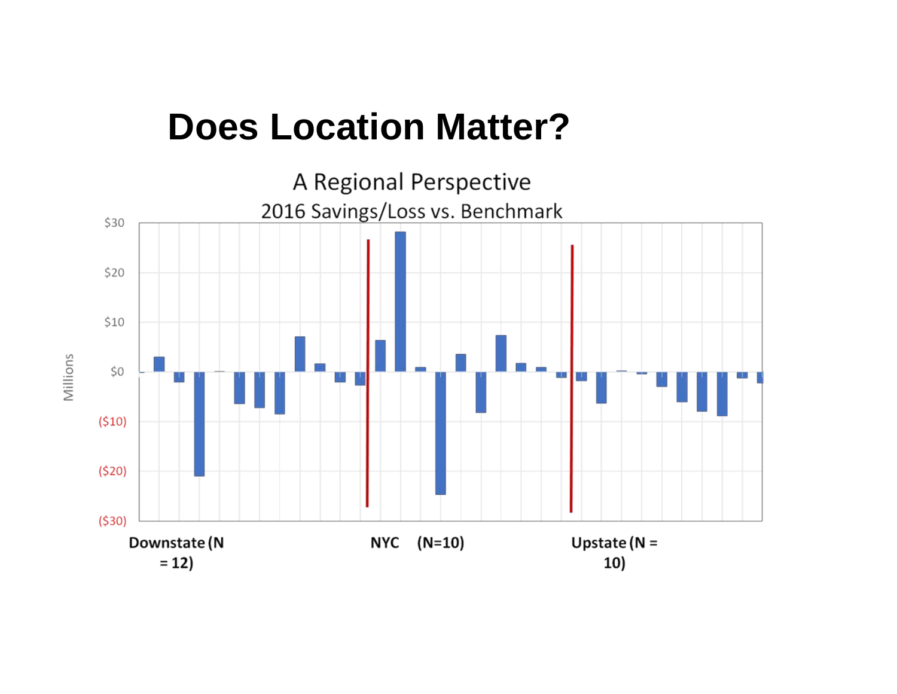# Does Location Matter?

A Regional Perspective

2016 Savings/Loss vs. Benchmark

$30

$20

$10

$0

($10)

($20)

($30)

Millions

Downstate (N = 12)

NYC (N=10)

Upstate (N = 10)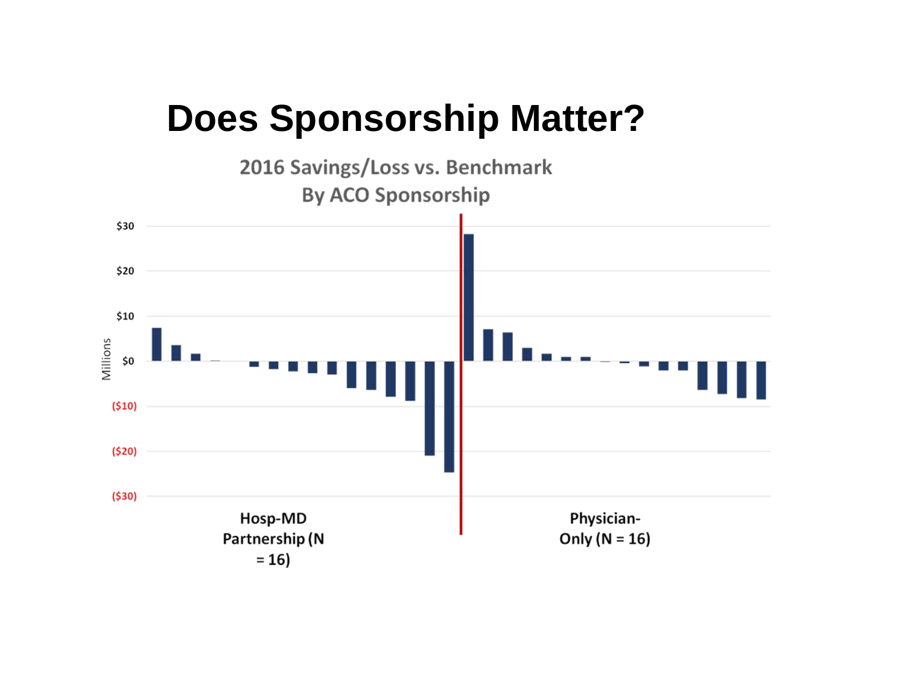# Does Sponsorship Matter?

2016 Savings/Loss vs. Benchmark
By ACO Sponsorship

$30
$20
$10
$0
($10)
($20)
($30)

Millions

Hosp-MD Partnership (N = 16)

Physician-Only (N = 16)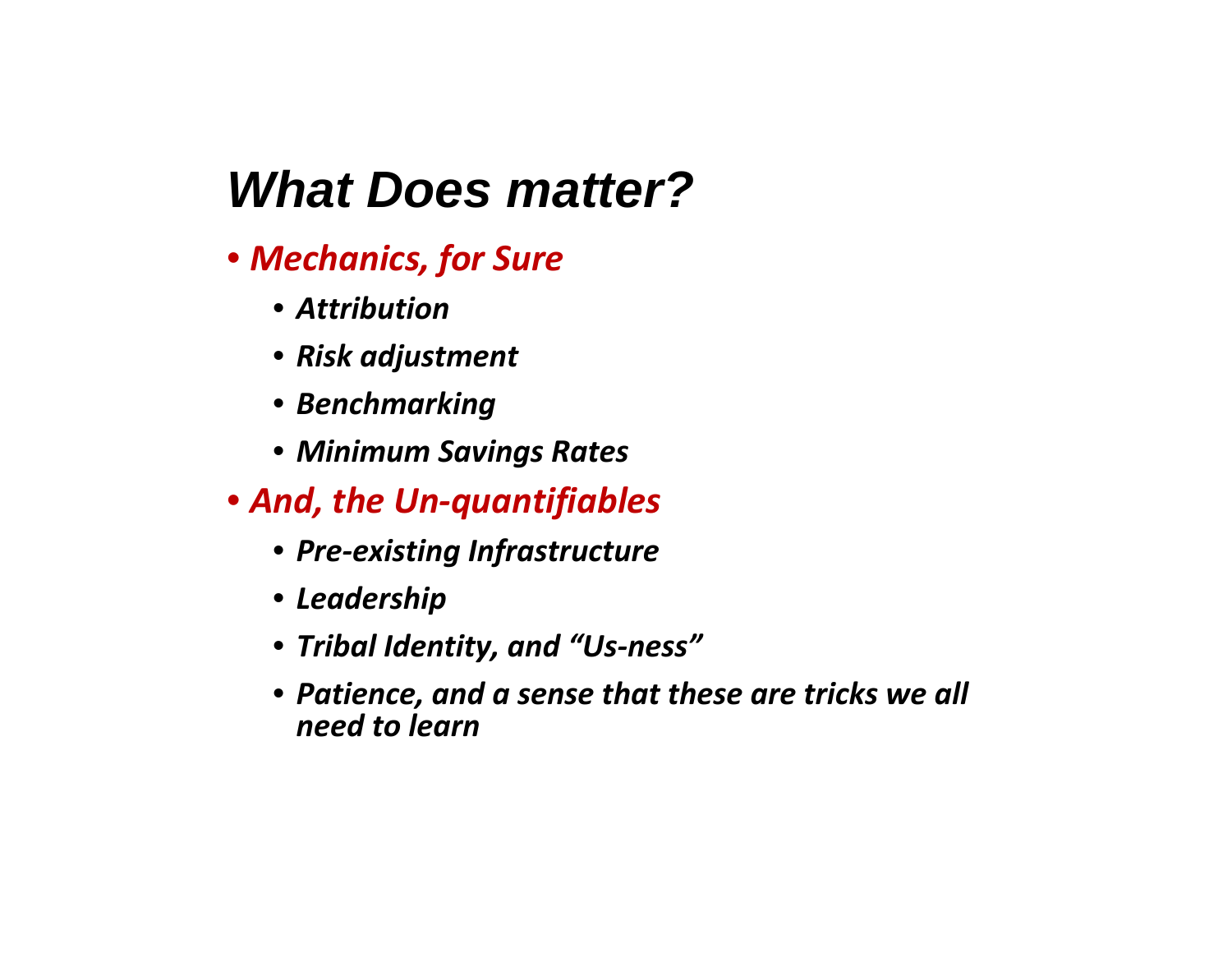# *What Does matter?*

- ***Mechanics, for Sure***
  - ***Attribution***
  - ***Risk adjustment***
  - ***Benchmarking***
  - ***Minimum Savings Rates***
- ***And, the Un-quantifiables***
  - ***Pre-existing Infrastructure***
  - ***Leadership***
  - ***Tribal Identity, and “Us-ness”***
  - ***Patience, and a sense that these are tricks we all need to learn***